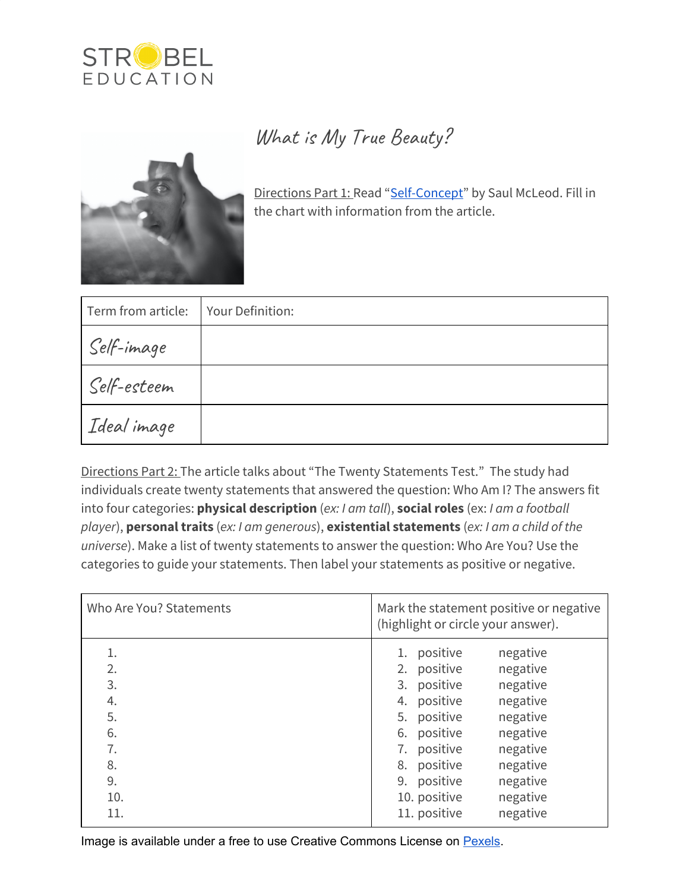STROBEL EDUCATION

# What is My True Beauty?

Directions Part 1: Read "Self-Concept" by Saul McLeod. Fill in the chart with information from the article.

| Term from article: | Your Definition: |
|---|---|
| Self-image | |
| Self-esteem | |
| Ideal image | |

Directions Part 2: The article talks about "The Twenty Statements Test." The study had individuals create twenty statements that answered the question: Who Am I? The answers fit into four categories: **physical description** (*ex: I am tall*), **social roles** (ex: *I am a football player*), **personal traits** (*ex: I am generous*), **existential statements** (*ex: I am a child of the universe*). Make a list of twenty statements to answer the question: Who Are You? Use the categories to guide your statements. Then label your statements as positive or negative.

| Who Are You? Statements | Mark the statement positive or negative (highlight or circle your answer). |
|---|---|
| 1. | 1. positive negative |
| 2. | 2. positive negative |
| 3. | 3. positive negative |
| 4. | 4. positive negative |
| 5. | 5. positive negative |
| 6. | 6. positive negative |
| 7. | 7. positive negative |
| 8. | 8. positive negative |
| 9. | 9. positive negative |
| 10. | 10. positive negative |
| 11. | 11. positive negative |

Image is available under a free to use Creative Commons License on Pexels.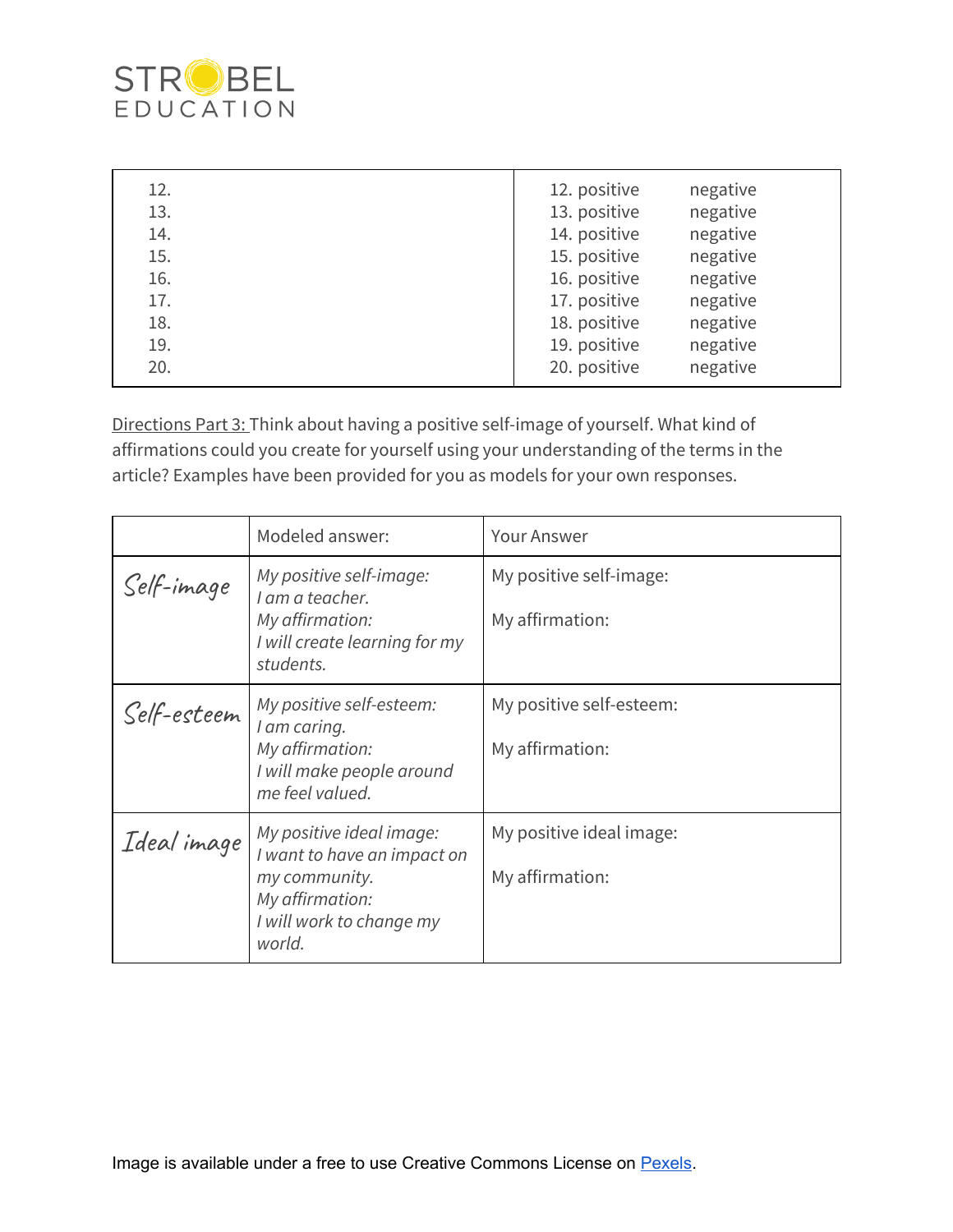| | |
|---|---|
| 12. | 12. positive negative |
| 13. | 13. positive negative |
| 14. | 14. positive negative |
| 15. | 15. positive negative |
| 16. | 16. positive negative |
| 17. | 17. positive negative |
| 18. | 18. positive negative |
| 19. | 19. positive negative |
| 20. | 20. positive negative |

Directions Part 3: Think about having a positive self-image of yourself. What kind of affirmations could you create for yourself using your understanding of the terms in the article? Examples have been provided for you as models for your own responses.

| | Modeled answer: | Your Answer |
|---|---|---|
| Self-image | *My positive self-image:* *I am a teacher.* *My affirmation:* *I will create learning for my students.* | My positive self-image: My affirmation: |
| Self-esteem | *My positive self-esteem:* *I am caring.* *My affirmation:* *I will make people around me feel valued.* | My positive self-esteem: My affirmation: |
| Ideal image | *My positive ideal image:* *I want to have an impact on my community.* *My affirmation:* *I will work to change my world.* | My positive ideal image: My affirmation: |

Image is available under a free to use Creative Commons License on [Pexels](Pexels).